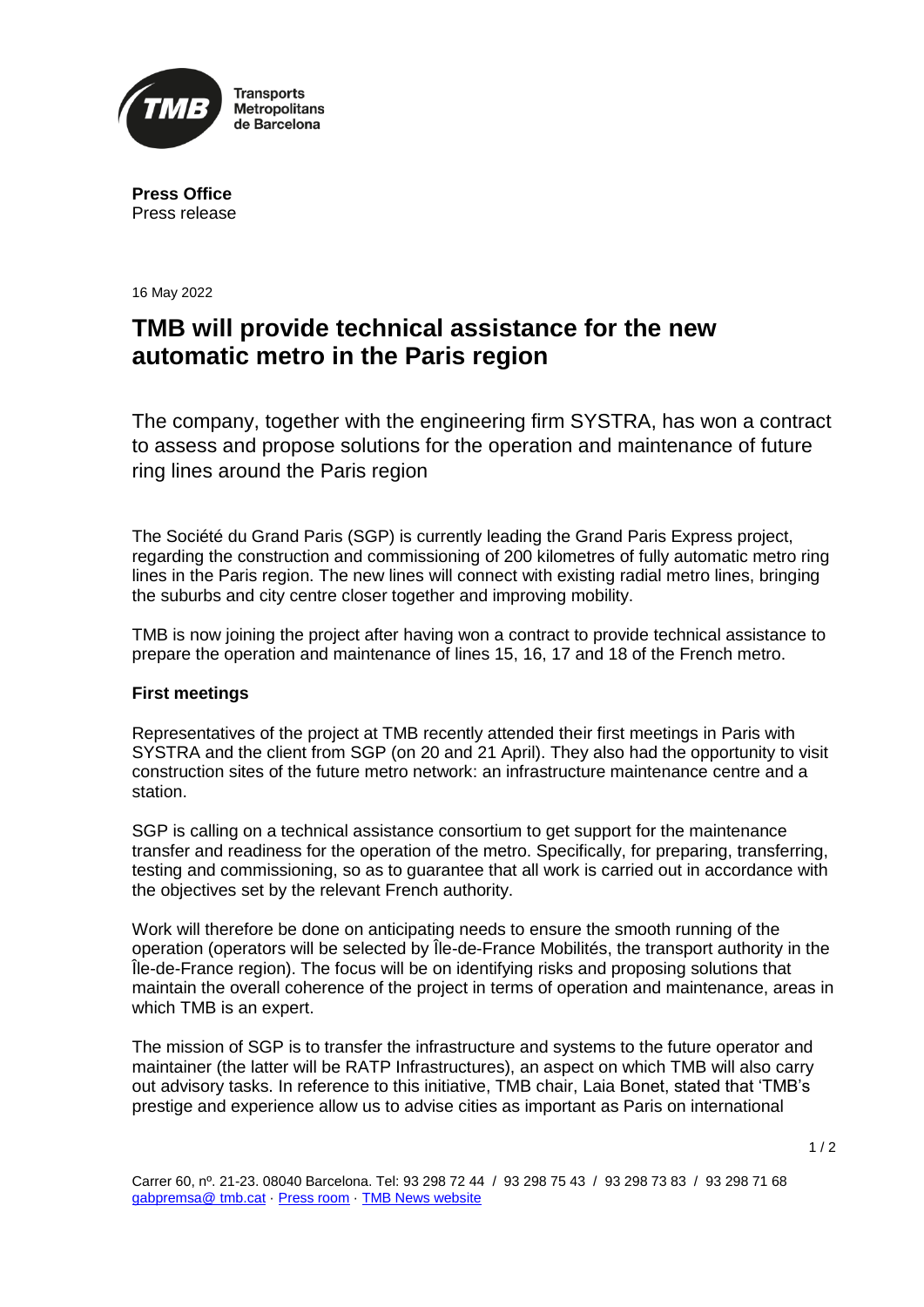**Press Office**
Press release

16 May 2022

# TMB will provide technical assistance for the new automatic metro in the Paris region

The company, together with the engineering firm SYSTRA, has won a contract to assess and propose solutions for the operation and maintenance of future ring lines around the Paris region

The Société du Grand Paris (SGP) is currently leading the Grand Paris Express project, regarding the construction and commissioning of 200 kilometres of fully automatic metro ring lines in the Paris region. The new lines will connect with existing radial metro lines, bringing the suburbs and city centre closer together and improving mobility.

TMB is now joining the project after having won a contract to provide technical assistance to prepare the operation and maintenance of lines 15, 16, 17 and 18 of the French metro.

**First meetings**

Representatives of the project at TMB recently attended their first meetings in Paris with SYSTRA and the client from SGP (on 20 and 21 April). They also had the opportunity to visit construction sites of the future metro network: an infrastructure maintenance centre and a station.

SGP is calling on a technical assistance consortium to get support for the maintenance transfer and readiness for the operation of the metro. Specifically, for preparing, transferring, testing and commissioning, so as to guarantee that all work is carried out in accordance with the objectives set by the relevant French authority.

Work will therefore be done on anticipating needs to ensure the smooth running of the operation (operators will be selected by Île-de-France Mobilités, the transport authority in the Île-de-France region). The focus will be on identifying risks and proposing solutions that maintain the overall coherence of the project in terms of operation and maintenance, areas in which TMB is an expert.

The mission of SGP is to transfer the infrastructure and systems to the future operator and maintainer (the latter will be RATP Infrastructures), an aspect on which TMB will also carry out advisory tasks. In reference to this initiative, TMB chair, Laia Bonet, stated that 'TMB's prestige and experience allow us to advise cities as important as Paris on international

Carrer 60, nº. 21-23. 08040 Barcelona. Tel: 93 298 72 44 / 93 298 75 43 / 93 298 73 83 / 93 298 71 68
gabpremsa@ tmb.cat · Press room · TMB News website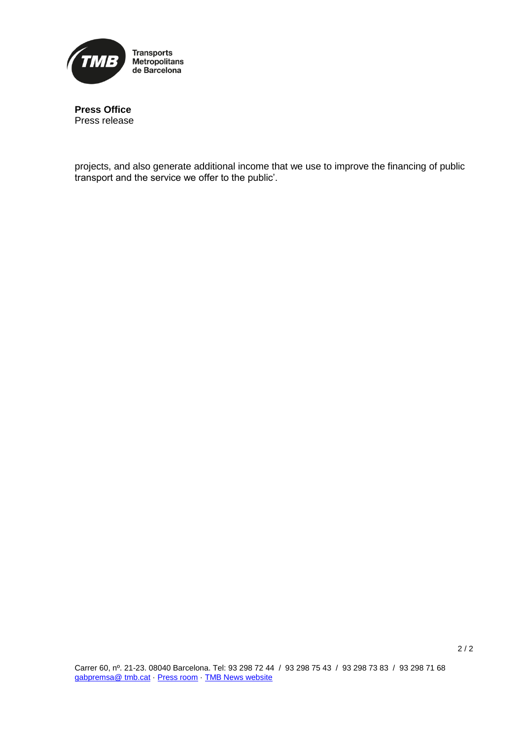projects, and also generate additional income that we use to improve the financing of public transport and the service we offer to the public'.